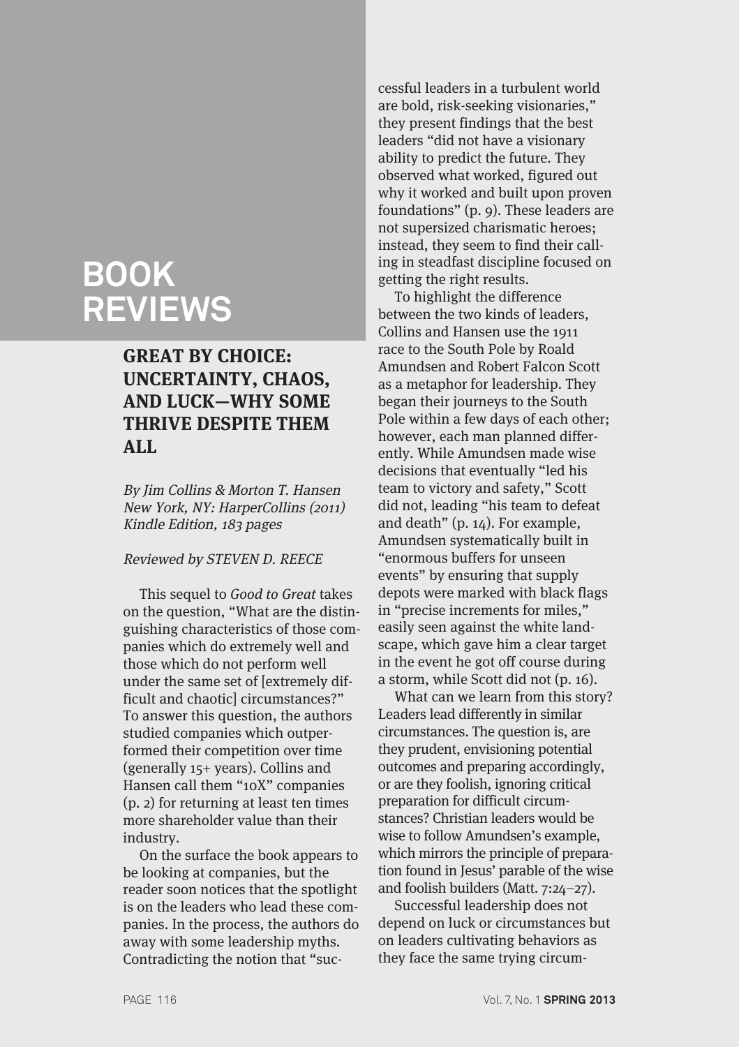# BOOK REVIEWS

## GREAT BY CHOICE: UNCERTAINTY, CHAOS, AND LUCK—WHY SOME THRIVE DESPITE THEM ALL

*By Jim Collins & Morton T. Hansen*
*New York, NY: HarperCollins (2011)*
*Kindle Edition, 183 pages*

*Reviewed by STEVEN D. REECE*

This sequel to *Good to Great* takes on the question, "What are the distinguishing characteristics of those companies which do extremely well and those which do not perform well under the same set of [extremely difficult and chaotic] circumstances?" To answer this question, the authors studied companies which outperformed their competition over time (generally 15+ years). Collins and Hansen call them "10X" companies (p. 2) for returning at least ten times more shareholder value than their industry.

On the surface the book appears to be looking at companies, but the reader soon notices that the spotlight is on the leaders who lead these companies. In the process, the authors do away with some leadership myths. Contradicting the notion that "successful leaders in a turbulent world are bold, risk-seeking visionaries," they present findings that the best leaders "did not have a visionary ability to predict the future. They observed what worked, figured out why it worked and built upon proven foundations" (p. 9). These leaders are not supersized charismatic heroes; instead, they seem to find their calling in steadfast discipline focused on getting the right results.

To highlight the difference between the two kinds of leaders, Collins and Hansen use the 1911 race to the South Pole by Roald Amundsen and Robert Falcon Scott as a metaphor for leadership. They began their journeys to the South Pole within a few days of each other; however, each man planned differently. While Amundsen made wise decisions that eventually "led his team to victory and safety," Scott did not, leading "his team to defeat and death" (p. 14). For example, Amundsen systematically built in "enormous buffers for unseen events" by ensuring that supply depots were marked with black flags in "precise increments for miles," easily seen against the white landscape, which gave him a clear target in the event he got off course during a storm, while Scott did not (p. 16).

What can we learn from this story? Leaders lead differently in similar circumstances. The question is, are they prudent, envisioning potential outcomes and preparing accordingly, or are they foolish, ignoring critical preparation for difficult circumstances? Christian leaders would be wise to follow Amundsen's example, which mirrors the principle of preparation found in Jesus' parable of the wise and foolish builders (Matt. 7:24–27).

Successful leadership does not depend on luck or circumstances but on leaders cultivating behaviors as they face the same trying circum-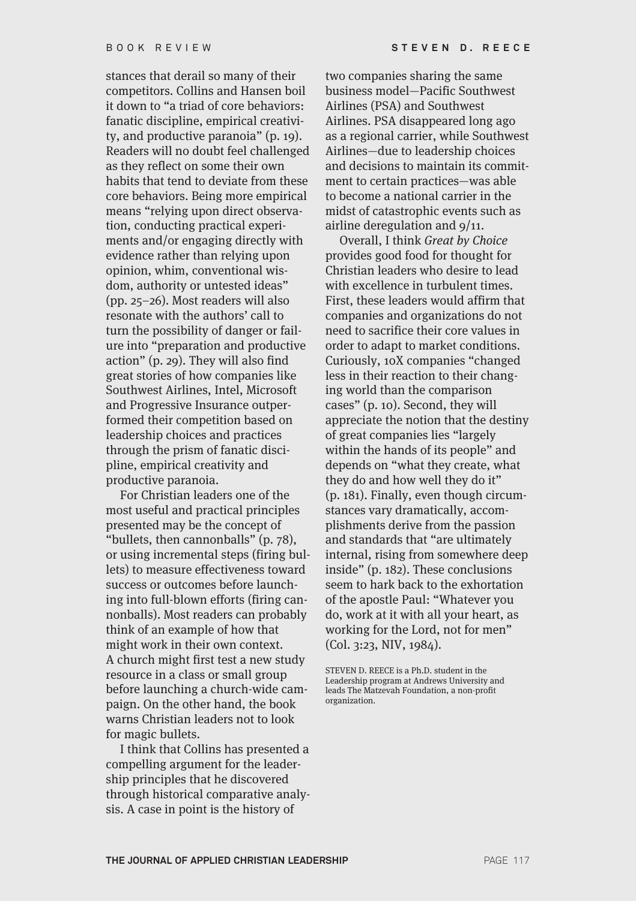stances that derail so many of their competitors. Collins and Hansen boil it down to "a triad of core behaviors: fanatic discipline, empirical creativity, and productive paranoia" (p. 19). Readers will no doubt feel challenged as they reflect on some their own habits that tend to deviate from these core behaviors. Being more empirical means "relying upon direct observation, conducting practical experiments and/or engaging directly with evidence rather than relying upon opinion, whim, conventional wisdom, authority or untested ideas" (pp. 25–26). Most readers will also resonate with the authors' call to turn the possibility of danger or failure into "preparation and productive action" (p. 29). They will also find great stories of how companies like Southwest Airlines, Intel, Microsoft and Progressive Insurance outperformed their competition based on leadership choices and practices through the prism of fanatic discipline, empirical creativity and productive paranoia.

For Christian leaders one of the most useful and practical principles presented may be the concept of "bullets, then cannonballs" (p. 78), or using incremental steps (firing bullets) to measure effectiveness toward success or outcomes before launching into full-blown efforts (firing cannonballs). Most readers can probably think of an example of how that might work in their own context. A church might first test a new study resource in a class or small group before launching a church-wide campaign. On the other hand, the book warns Christian leaders not to look for magic bullets.

I think that Collins has presented a compelling argument for the leadership principles that he discovered through historical comparative analysis. A case in point is the history of two companies sharing the same business model—Pacific Southwest Airlines (PSA) and Southwest Airlines. PSA disappeared long ago as a regional carrier, while Southwest Airlines—due to leadership choices and decisions to maintain its commitment to certain practices—was able to become a national carrier in the midst of catastrophic events such as airline deregulation and 9/11.

Overall, I think *Great by Choice* provides good food for thought for Christian leaders who desire to lead with excellence in turbulent times. First, these leaders would affirm that companies and organizations do not need to sacrifice their core values in order to adapt to market conditions. Curiously, 10X companies "changed less in their reaction to their changing world than the comparison cases" (p. 10). Second, they will appreciate the notion that the destiny of great companies lies "largely within the hands of its people" and depends on "what they create, what they do and how well they do it" (p. 181). Finally, even though circumstances vary dramatically, accomplishments derive from the passion and standards that "are ultimately internal, rising from somewhere deep inside" (p. 182). These conclusions seem to hark back to the exhortation of the apostle Paul: "Whatever you do, work at it with all your heart, as working for the Lord, not for men" (Col. 3:23, NIV, 1984).

STEVEN D. REECE is a Ph.D. student in the Leadership program at Andrews University and leads The Matzevah Foundation, a non-profit organization.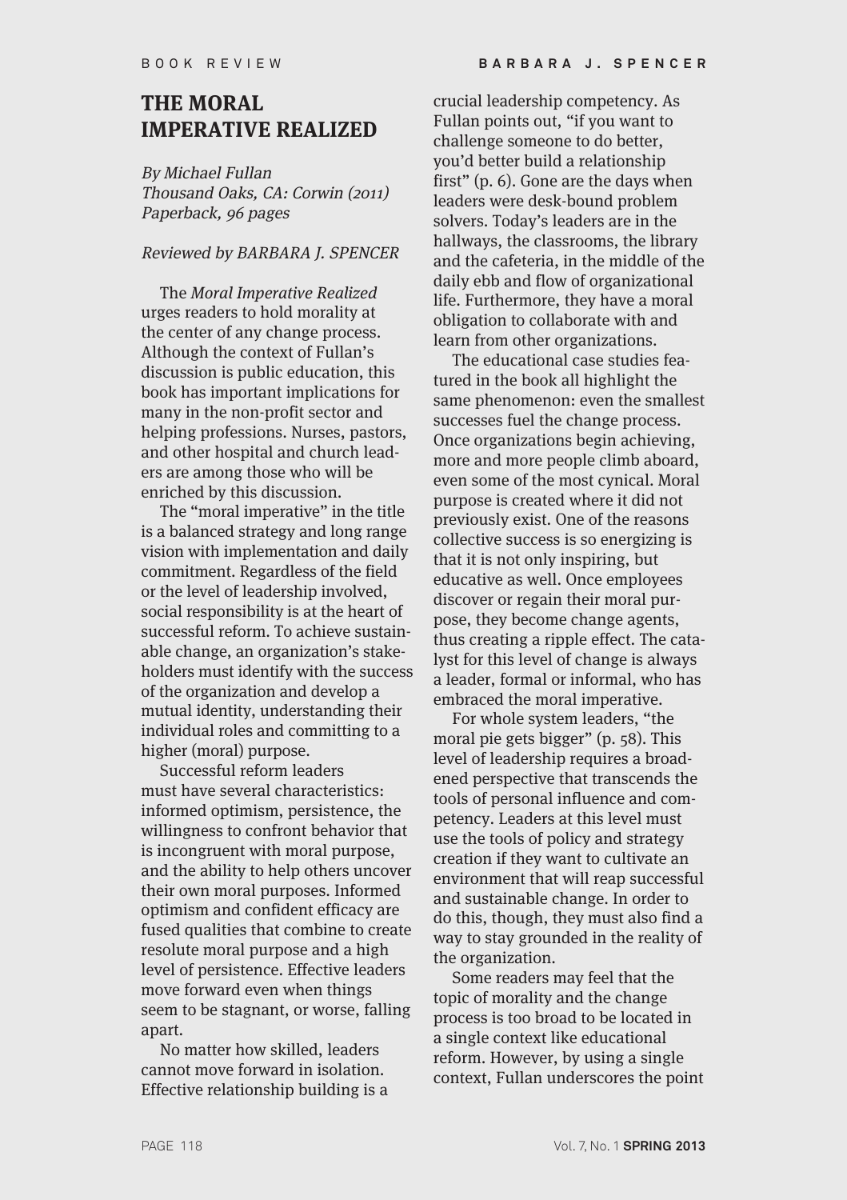BOOK REVIEW

# THE MORAL IMPERATIVE REALIZED

*By Michael Fullan*
*Thousand Oaks, CA: Corwin (2011)*
*Paperback, 96 pages*

*Reviewed by BARBARA J. SPENCER*

The *Moral Imperative Realized* urges readers to hold morality at the center of any change process. Although the context of Fullan's discussion is public education, this book has important implications for many in the non-profit sector and helping professions. Nurses, pastors, and other hospital and church leaders are among those who will be enriched by this discussion.

The "moral imperative" in the title is a balanced strategy and long range vision with implementation and daily commitment. Regardless of the field or the level of leadership involved, social responsibility is at the heart of successful reform. To achieve sustainable change, an organization's stakeholders must identify with the success of the organization and develop a mutual identity, understanding their individual roles and committing to a higher (moral) purpose.

Successful reform leaders must have several characteristics: informed optimism, persistence, the willingness to confront behavior that is incongruent with moral purpose, and the ability to help others uncover their own moral purposes. Informed optimism and confident efficacy are fused qualities that combine to create resolute moral purpose and a high level of persistence. Effective leaders move forward even when things seem to be stagnant, or worse, falling apart.

No matter how skilled, leaders cannot move forward in isolation. Effective relationship building is a crucial leadership competency. As Fullan points out, "if you want to challenge someone to do better, you'd better build a relationship first" (p. 6). Gone are the days when leaders were desk-bound problem solvers. Today's leaders are in the hallways, the classrooms, the library and the cafeteria, in the middle of the daily ebb and flow of organizational life. Furthermore, they have a moral obligation to collaborate with and learn from other organizations.

The educational case studies featured in the book all highlight the same phenomenon: even the smallest successes fuel the change process. Once organizations begin achieving, more and more people climb aboard, even some of the most cynical. Moral purpose is created where it did not previously exist. One of the reasons collective success is so energizing is that it is not only inspiring, but educative as well. Once employees discover or regain their moral purpose, they become change agents, thus creating a ripple effect. The catalyst for this level of change is always a leader, formal or informal, who has embraced the moral imperative.

For whole system leaders, "the moral pie gets bigger" (p. 58). This level of leadership requires a broadened perspective that transcends the tools of personal influence and competency. Leaders at this level must use the tools of policy and strategy creation if they want to cultivate an environment that will reap successful and sustainable change. In order to do this, though, they must also find a way to stay grounded in the reality of the organization.

Some readers may feel that the topic of morality and the change process is too broad to be located in a single context like educational reform. However, by using a single context, Fullan underscores the point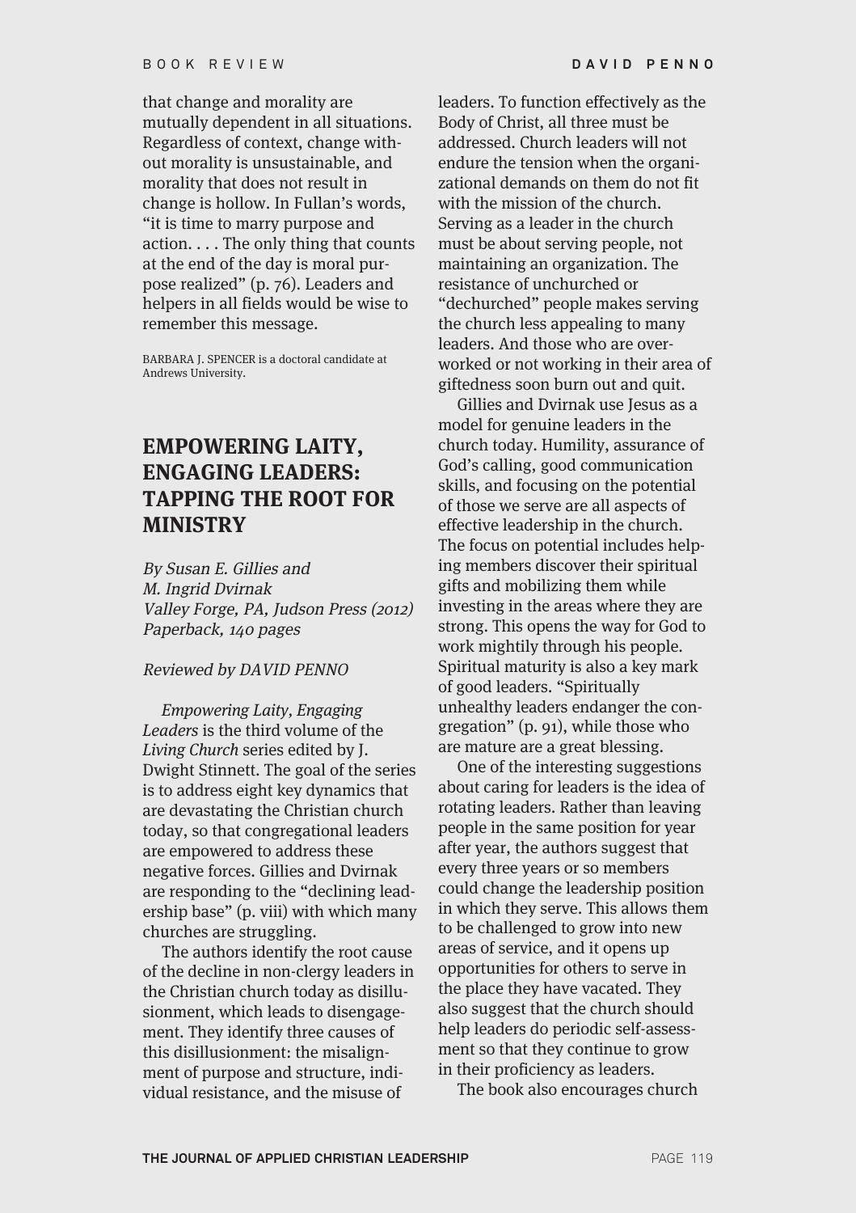that change and morality are mutually dependent in all situations. Regardless of context, change without morality is unsustainable, and morality that does not result in change is hollow. In Fullan's words, "it is time to marry purpose and action. . . . The only thing that counts at the end of the day is moral purpose realized" (p. 76). Leaders and helpers in all fields would be wise to remember this message.

BARBARA J. SPENCER is a doctoral candidate at Andrews University.

## EMPOWERING LAITY, ENGAGING LEADERS: TAPPING THE ROOT FOR MINISTRY

*By Susan E. Gillies and M. Ingrid Dvirnak*
*Valley Forge, PA, Judson Press (2012)*
*Paperback, 140 pages*

*Reviewed by DAVID PENNO*

*Empowering Laity, Engaging Leaders* is the third volume of the *Living Church* series edited by J. Dwight Stinnett. The goal of the series is to address eight key dynamics that are devastating the Christian church today, so that congregational leaders are empowered to address these negative forces. Gillies and Dvirnak are responding to the "declining leadership base" (p. viii) with which many churches are struggling.

The authors identify the root cause of the decline in non-clergy leaders in the Christian church today as disillusionment, which leads to disengagement. They identify three causes of this disillusionment: the misalignment of purpose and structure, individual resistance, and the misuse of leaders. To function effectively as the Body of Christ, all three must be addressed. Church leaders will not endure the tension when the organizational demands on them do not fit with the mission of the church. Serving as a leader in the church must be about serving people, not maintaining an organization. The resistance of unchurched or "dechurched" people makes serving the church less appealing to many leaders. And those who are overworked or not working in their area of giftedness soon burn out and quit.

Gillies and Dvirnak use Jesus as a model for genuine leaders in the church today. Humility, assurance of God's calling, good communication skills, and focusing on the potential of those we serve are all aspects of effective leadership in the church. The focus on potential includes helping members discover their spiritual gifts and mobilizing them while investing in the areas where they are strong. This opens the way for God to work mightily through his people. Spiritual maturity is also a key mark of good leaders. "Spiritually unhealthy leaders endanger the congregation" (p. 91), while those who are mature are a great blessing.

One of the interesting suggestions about caring for leaders is the idea of rotating leaders. Rather than leaving people in the same position for year after year, the authors suggest that every three years or so members could change the leadership position in which they serve. This allows them to be challenged to grow into new areas of service, and it opens up opportunities for others to serve in the place they have vacated. They also suggest that the church should help leaders do periodic self-assessment so that they continue to grow in their proficiency as leaders.

The book also encourages church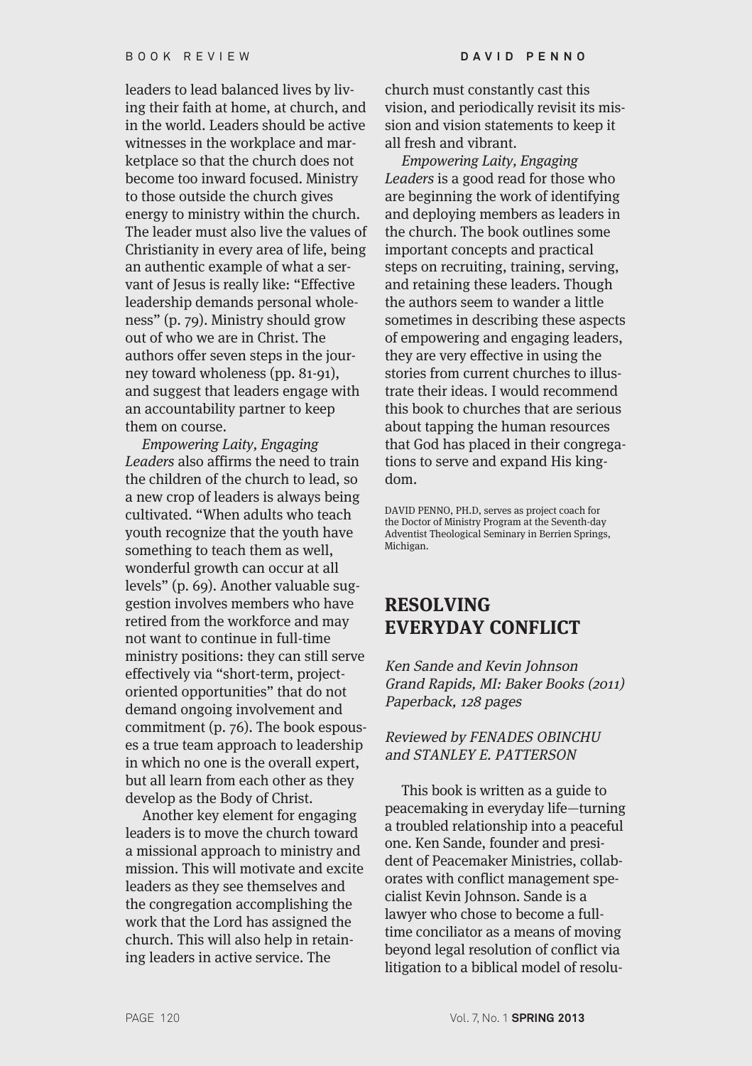leaders to lead balanced lives by living their faith at home, at church, and in the world. Leaders should be active witnesses in the workplace and marketplace so that the church does not become too inward focused. Ministry to those outside the church gives energy to ministry within the church. The leader must also live the values of Christianity in every area of life, being an authentic example of what a servant of Jesus is really like: "Effective leadership demands personal wholeness" (p. 79). Ministry should grow out of who we are in Christ. The authors offer seven steps in the journey toward wholeness (pp. 81-91), and suggest that leaders engage with an accountability partner to keep them on course.

*Empowering Laity, Engaging Leaders* also affirms the need to train the children of the church to lead, so a new crop of leaders is always being cultivated. "When adults who teach youth recognize that the youth have something to teach them as well, wonderful growth can occur at all levels" (p. 69). Another valuable suggestion involves members who have retired from the workforce and may not want to continue in full-time ministry positions: they can still serve effectively via "short-term, project-oriented opportunities" that do not demand ongoing involvement and commitment (p. 76). The book espouses a true team approach to leadership in which no one is the overall expert, but all learn from each other as they develop as the Body of Christ.

Another key element for engaging leaders is to move the church toward a missional approach to ministry and mission. This will motivate and excite leaders as they see themselves and the congregation accomplishing the work that the Lord has assigned the church. This will also help in retaining leaders in active service. The church must constantly cast this vision, and periodically revisit its mission and vision statements to keep it all fresh and vibrant.

*Empowering Laity, Engaging Leaders* is a good read for those who are beginning the work of identifying and deploying members as leaders in the church. The book outlines some important concepts and practical steps on recruiting, training, serving, and retaining these leaders. Though the authors seem to wander a little sometimes in describing these aspects of empowering and engaging leaders, they are very effective in using the stories from current churches to illustrate their ideas. I would recommend this book to churches that are serious about tapping the human resources that God has placed in their congregations to serve and expand His kingdom.

DAVID PENNO, PH.D, serves as project coach for the Doctor of Ministry Program at the Seventh-day Adventist Theological Seminary in Berrien Springs, Michigan.

## RESOLVING EVERYDAY CONFLICT

*Ken Sande and Kevin Johnson*
*Grand Rapids, MI: Baker Books (2011)*
*Paperback, 128 pages*

*Reviewed by FENADES OBINCHU and STANLEY E. PATTERSON*

This book is written as a guide to peacemaking in everyday life—turning a troubled relationship into a peaceful one. Ken Sande, founder and president of Peacemaker Ministries, collaborates with conflict management specialist Kevin Johnson. Sande is a lawyer who chose to become a full-time conciliator as a means of moving beyond legal resolution of conflict via litigation to a biblical model of resolu-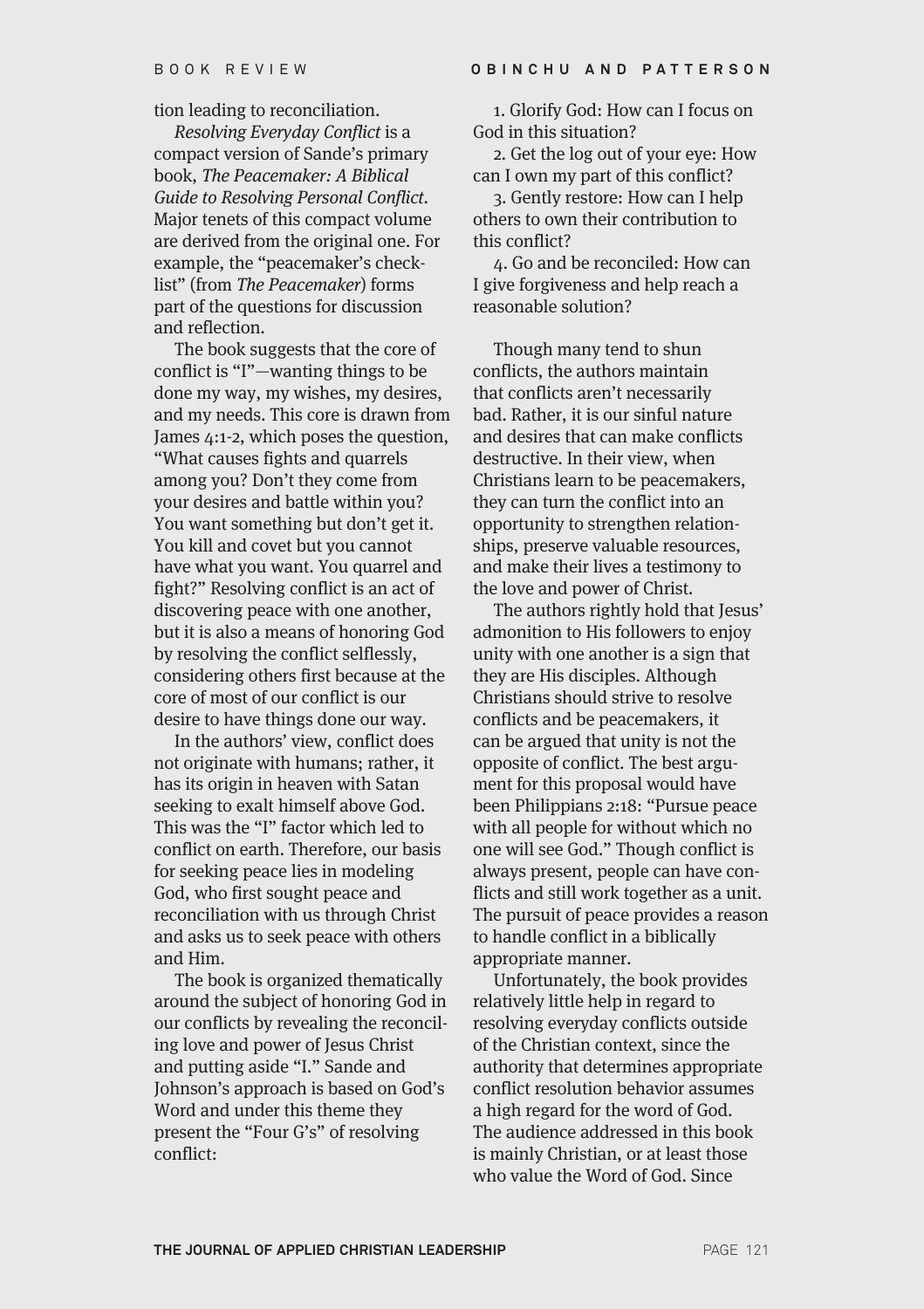tion leading to reconciliation.

*Resolving Everyday Conflict* is a compact version of Sande's primary book, *The Peacemaker: A Biblical Guide to Resolving Personal Conflict*. Major tenets of this compact volume are derived from the original one. For example, the "peacemaker's checklist" (from *The Peacemaker*) forms part of the questions for discussion and reflection.

The book suggests that the core of conflict is "I"—wanting things to be done my way, my wishes, my desires, and my needs. This core is drawn from James 4:1-2, which poses the question, "What causes fights and quarrels among you? Don't they come from your desires and battle within you? You want something but don't get it. You kill and covet but you cannot have what you want. You quarrel and fight?" Resolving conflict is an act of discovering peace with one another, but it is also a means of honoring God by resolving the conflict selflessly, considering others first because at the core of most of our conflict is our desire to have things done our way.

In the authors' view, conflict does not originate with humans; rather, it has its origin in heaven with Satan seeking to exalt himself above God. This was the "I" factor which led to conflict on earth. Therefore, our basis for seeking peace lies in modeling God, who first sought peace and reconciliation with us through Christ and asks us to seek peace with others and Him.

The book is organized thematically around the subject of honoring God in our conflicts by revealing the reconciling love and power of Jesus Christ and putting aside "I." Sande and Johnson's approach is based on God's Word and under this theme they present the "Four G's" of resolving conflict:

1. Glorify God: How can I focus on God in this situation?
2. Get the log out of your eye: How can I own my part of this conflict?
3. Gently restore: How can I help others to own their contribution to this conflict?
4. Go and be reconciled: How can I give forgiveness and help reach a reasonable solution?

Though many tend to shun conflicts, the authors maintain that conflicts aren't necessarily bad. Rather, it is our sinful nature and desires that can make conflicts destructive. In their view, when Christians learn to be peacemakers, they can turn the conflict into an opportunity to strengthen relationships, preserve valuable resources, and make their lives a testimony to the love and power of Christ.

The authors rightly hold that Jesus' admonition to His followers to enjoy unity with one another is a sign that they are His disciples. Although Christians should strive to resolve conflicts and be peacemakers, it can be argued that unity is not the opposite of conflict. The best argument for this proposal would have been Philippians 2:18: "Pursue peace with all people for without which no one will see God." Though conflict is always present, people can have conflicts and still work together as a unit. The pursuit of peace provides a reason to handle conflict in a biblically appropriate manner.

Unfortunately, the book provides relatively little help in regard to resolving everyday conflicts outside of the Christian context, since the authority that determines appropriate conflict resolution behavior assumes a high regard for the word of God. The audience addressed in this book is mainly Christian, or at least those who value the Word of God. Since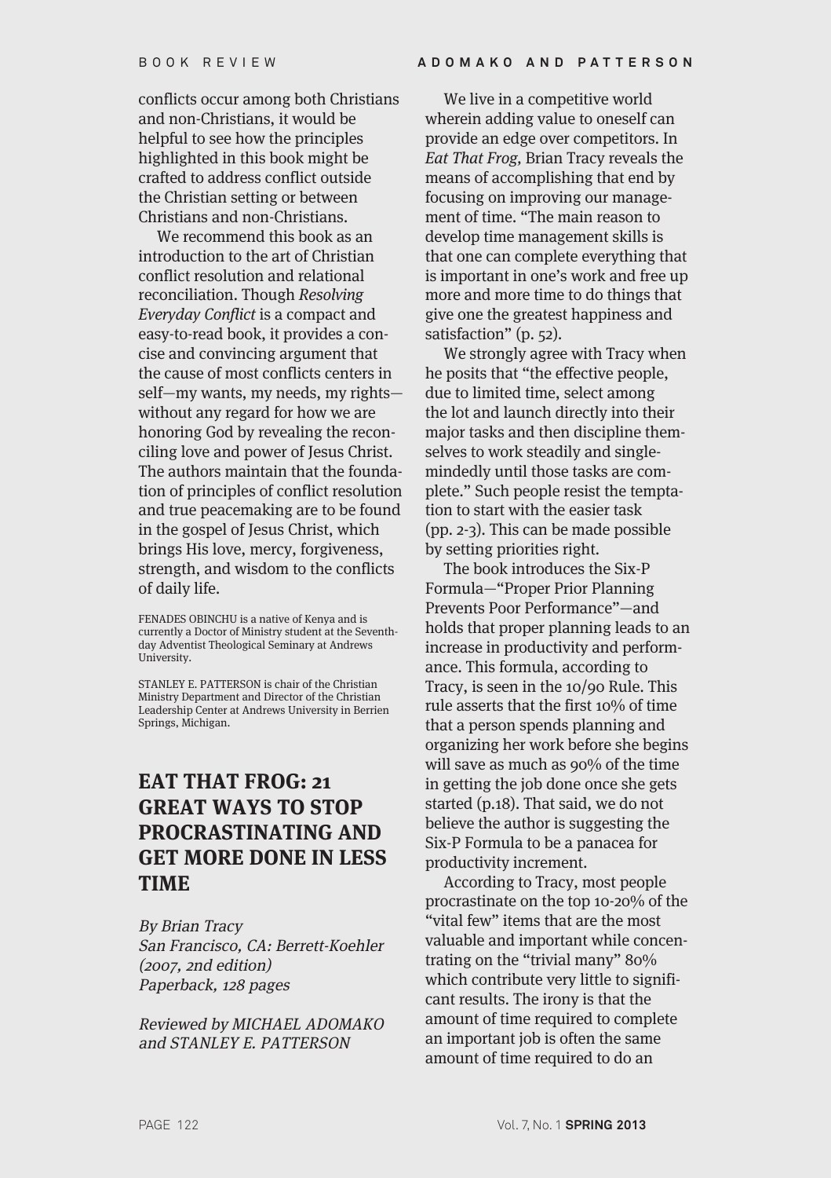conflicts occur among both Christians and non-Christians, it would be helpful to see how the principles highlighted in this book might be crafted to address conflict outside the Christian setting or between Christians and non-Christians.

We recommend this book as an introduction to the art of Christian conflict resolution and relational reconciliation. Though *Resolving Everyday Conflict* is a compact and easy-to-read book, it provides a concise and convincing argument that the cause of most conflicts centers in self—my wants, my needs, my rights—without any regard for how we are honoring God by revealing the reconciling love and power of Jesus Christ. The authors maintain that the foundation of principles of conflict resolution and true peacemaking are to be found in the gospel of Jesus Christ, which brings His love, mercy, forgiveness, strength, and wisdom to the conflicts of daily life.

FENADES OBINCHU is a native of Kenya and is currently a Doctor of Ministry student at the Seventh-day Adventist Theological Seminary at Andrews University.

STANLEY E. PATTERSON is chair of the Christian Ministry Department and Director of the Christian Leadership Center at Andrews University in Berrien Springs, Michigan.

## EAT THAT FROG: 21 GREAT WAYS TO STOP PROCRASTINATING AND GET MORE DONE IN LESS TIME

*By Brian Tracy*
*San Francisco, CA: Berrett-Koehler (2007, 2nd edition)*
*Paperback, 128 pages*

*Reviewed by MICHAEL ADOMAKO and STANLEY E. PATTERSON*

We live in a competitive world wherein adding value to oneself can provide an edge over competitors. In *Eat That Frog*, Brian Tracy reveals the means of accomplishing that end by focusing on improving our management of time. "The main reason to develop time management skills is that one can complete everything that is important in one's work and free up more and more time to do things that give one the greatest happiness and satisfaction" (p. 52).

We strongly agree with Tracy when he posits that "the effective people, due to limited time, select among the lot and launch directly into their major tasks and then discipline themselves to work steadily and single-mindedly until those tasks are complete." Such people resist the temptation to start with the easier task (pp. 2-3). This can be made possible by setting priorities right.

The book introduces the Six-P Formula—"Proper Prior Planning Prevents Poor Performance"—and holds that proper planning leads to an increase in productivity and performance. This formula, according to Tracy, is seen in the 10/90 Rule. This rule asserts that the first 10% of time that a person spends planning and organizing her work before she begins will save as much as 90% of the time in getting the job done once she gets started (p.18). That said, we do not believe the author is suggesting the Six-P Formula to be a panacea for productivity increment.

According to Tracy, most people procrastinate on the top 10-20% of the "vital few" items that are the most valuable and important while concentrating on the "trivial many" 80% which contribute very little to significant results. The irony is that the amount of time required to complete an important job is often the same amount of time required to do an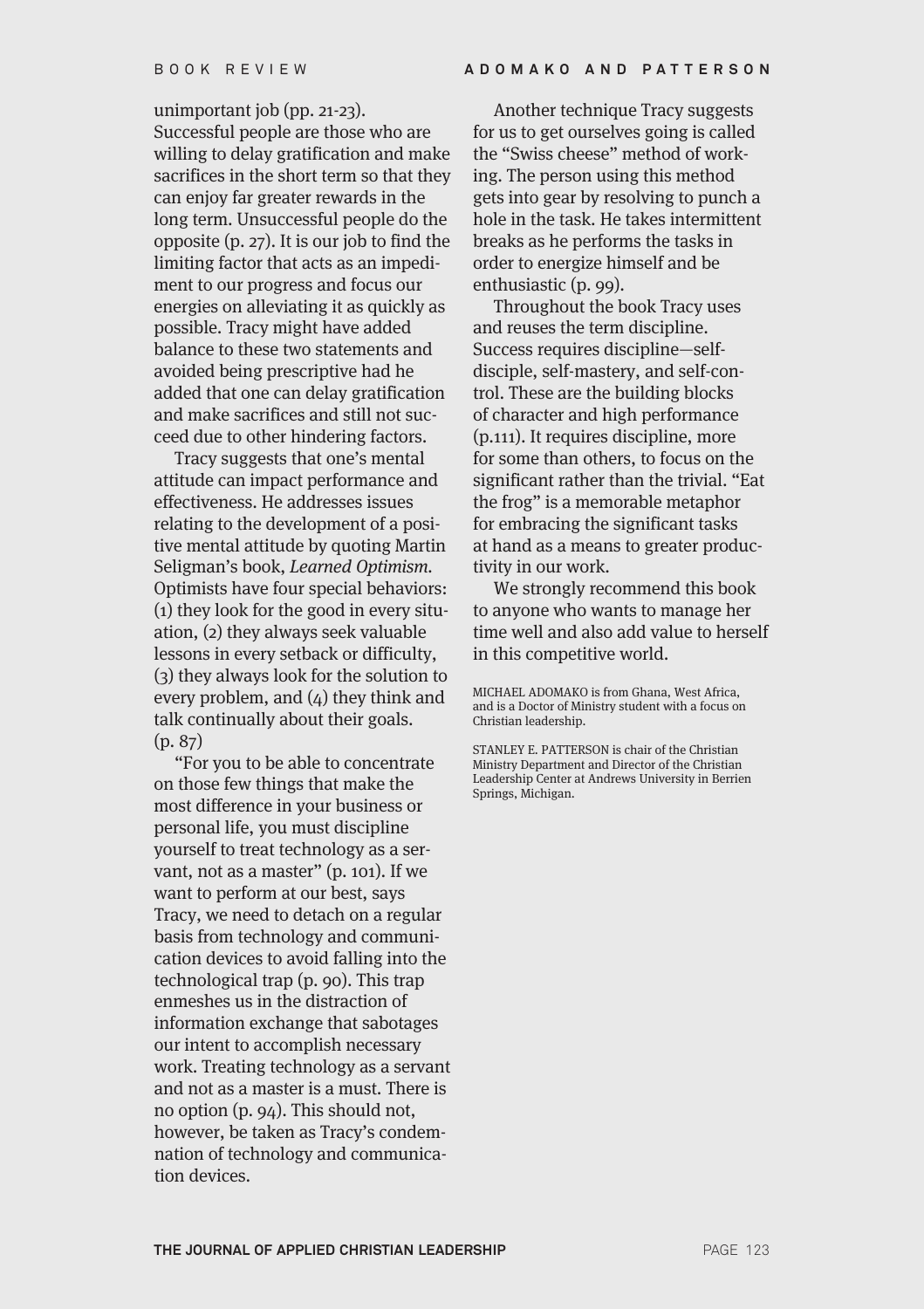unimportant job (pp. 21-23). Successful people are those who are willing to delay gratification and make sacrifices in the short term so that they can enjoy far greater rewards in the long term. Unsuccessful people do the opposite (p. 27). It is our job to find the limiting factor that acts as an impediment to our progress and focus our energies on alleviating it as quickly as possible. Tracy might have added balance to these two statements and avoided being prescriptive had he added that one can delay gratification and make sacrifices and still not succeed due to other hindering factors.

Tracy suggests that one's mental attitude can impact performance and effectiveness. He addresses issues relating to the development of a positive mental attitude by quoting Martin Seligman's book, *Learned Optimism*. Optimists have four special behaviors: (1) they look for the good in every situation, (2) they always seek valuable lessons in every setback or difficulty, (3) they always look for the solution to every problem, and (4) they think and talk continually about their goals. (p. 87)

"For you to be able to concentrate on those few things that make the most difference in your business or personal life, you must discipline yourself to treat technology as a servant, not as a master" (p. 101). If we want to perform at our best, says Tracy, we need to detach on a regular basis from technology and communication devices to avoid falling into the technological trap (p. 90). This trap enmeshes us in the distraction of information exchange that sabotages our intent to accomplish necessary work. Treating technology as a servant and not as a master is a must. There is no option (p. 94). This should not, however, be taken as Tracy's condemnation of technology and communication devices.

Another technique Tracy suggests for us to get ourselves going is called the "Swiss cheese" method of working. The person using this method gets into gear by resolving to punch a hole in the task. He takes intermittent breaks as he performs the tasks in order to energize himself and be enthusiastic (p. 99).

Throughout the book Tracy uses and reuses the term discipline. Success requires discipline—self-disciple, self-mastery, and self-control. These are the building blocks of character and high performance (p.111). It requires discipline, more for some than others, to focus on the significant rather than the trivial. "Eat the frog" is a memorable metaphor for embracing the significant tasks at hand as a means to greater productivity in our work.

We strongly recommend this book to anyone who wants to manage her time well and also add value to herself in this competitive world.

MICHAEL ADOMAKO is from Ghana, West Africa, and is a Doctor of Ministry student with a focus on Christian leadership.

STANLEY E. PATTERSON is chair of the Christian Ministry Department and Director of the Christian Leadership Center at Andrews University in Berrien Springs, Michigan.